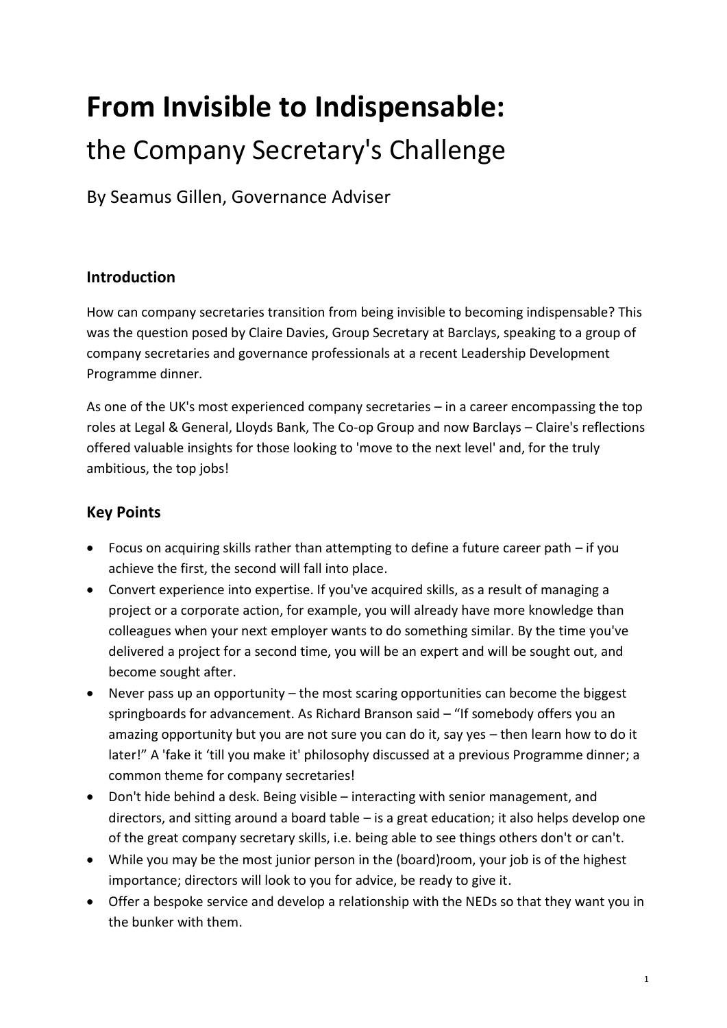# From Invisible to Indispensable:

## the Company Secretary's Challenge

By Seamus Gillen, Governance Adviser

### Introduction

How can company secretaries transition from being invisible to becoming indispensable? This was the question posed by Claire Davies, Group Secretary at Barclays, speaking to a group of company secretaries and governance professionals at a recent Leadership Development Programme dinner.

As one of the UK's most experienced company secretaries – in a career encompassing the top roles at Legal & General, Lloyds Bank, The Co-op Group and now Barclays – Claire's reflections offered valuable insights for those looking to 'move to the next level' and, for the truly ambitious, the top jobs!

### Key Points

- Focus on acquiring skills rather than attempting to define a future career path – if you achieve the first, the second will fall into place.
- Convert experience into expertise. If you've acquired skills, as a result of managing a project or a corporate action, for example, you will already have more knowledge than colleagues when your next employer wants to do something similar. By the time you've delivered a project for a second time, you will be an expert and will be sought out, and become sought after.
- Never pass up an opportunity – the most scaring opportunities can become the biggest springboards for advancement. As Richard Branson said – "If somebody offers you an amazing opportunity but you are not sure you can do it, say yes – then learn how to do it later!" A 'fake it 'till you make it' philosophy discussed at a previous Programme dinner; a common theme for company secretaries!
- Don't hide behind a desk. Being visible – interacting with senior management, and directors, and sitting around a board table – is a great education; it also helps develop one of the great company secretary skills, i.e. being able to see things others don't or can't.
- While you may be the most junior person in the (board)room, your job is of the highest importance; directors will look to you for advice, be ready to give it.
- Offer a bespoke service and develop a relationship with the NEDs so that they want you in the bunker with them.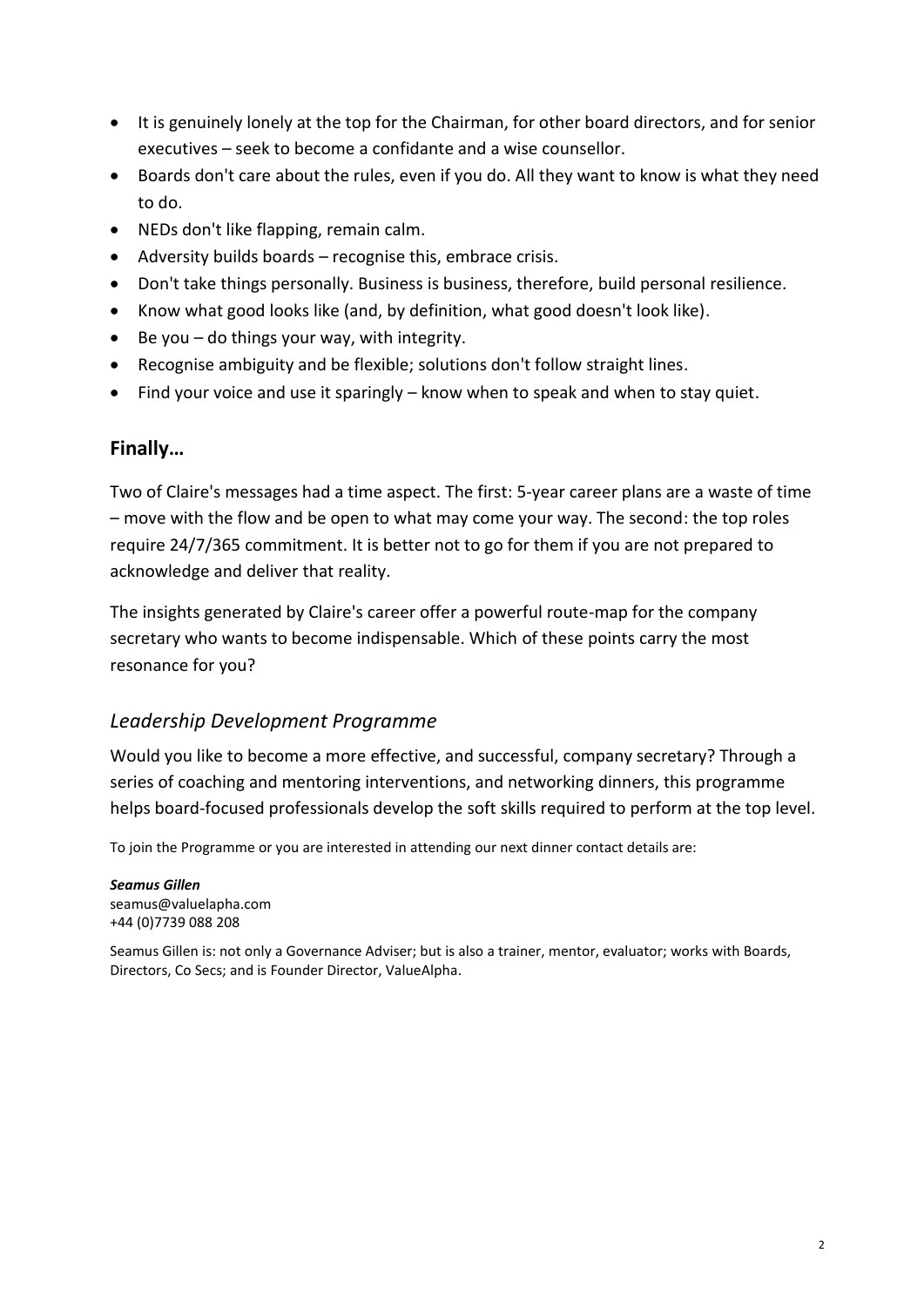- It is genuinely lonely at the top for the Chairman, for other board directors, and for senior executives – seek to become a confidante and a wise counsellor.
- Boards don't care about the rules, even if you do. All they want to know is what they need to do.
- NEDs don't like flapping, remain calm.
- Adversity builds boards – recognise this, embrace crisis.
- Don't take things personally. Business is business, therefore, build personal resilience.
- Know what good looks like (and, by definition, what good doesn't look like).
- Be you – do things your way, with integrity.
- Recognise ambiguity and be flexible; solutions don't follow straight lines.
- Find your voice and use it sparingly – know when to speak and when to stay quiet.

## Finally…

Two of Claire's messages had a time aspect. The first: 5-year career plans are a waste of time – move with the flow and be open to what may come your way. The second: the top roles require 24/7/365 commitment. It is better not to go for them if you are not prepared to acknowledge and deliver that reality.

The insights generated by Claire's career offer a powerful route-map for the company secretary who wants to become indispensable. Which of these points carry the most resonance for you?

## *Leadership Development Programme*

Would you like to become a more effective, and successful, company secretary? Through a series of coaching and mentoring interventions, and networking dinners, this programme helps board-focused professionals develop the soft skills required to perform at the top level.

To join the Programme or you are interested in attending our next dinner contact details are:

***Seamus Gillen***
seamus@valuelapha.com
+44 (0)7739 088 208

Seamus Gillen is: not only a Governance Adviser; but is also a trainer, mentor, evaluator; works with Boards, Directors, Co Secs; and is Founder Director, ValueAlpha.